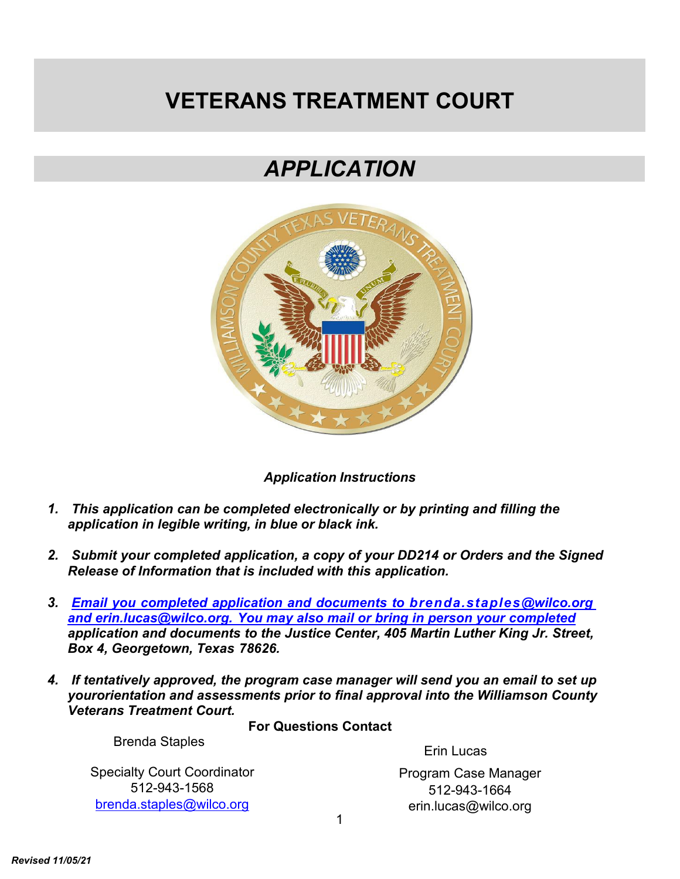# VETERANS TREATMENT COURT

## *APPLICATION*

*Application Instructions*

1. ***This application can be completed electronically or by printing and filling the application in legible writing, in blue or black ink.***

2. ***Submit your completed application, a copy of your DD214 or Orders and the Signed Release of Information that is included with this application.***

3. ***Email you completed application and documents to brenda.staples@wilco.org and erin.lucas@wilco.org. You may also mail or bring in person your completed application and documents to the Justice Center, 405 Martin Luther King Jr. Street, Box 4, Georgetown, Texas 78626.***

4. ***If tentatively approved, the program case manager will send you an email to set up yourorientation and assessments prior to final approval into the Williamson County Veterans Treatment Court.***

**For Questions Contact**

Brenda Staples
Specialty Court Coordinator
512-943-1568
brenda.staples@wilco.org

Erin Lucas
Program Case Manager
512-943-1664
erin.lucas@wilco.org

***Revised 11/05/21***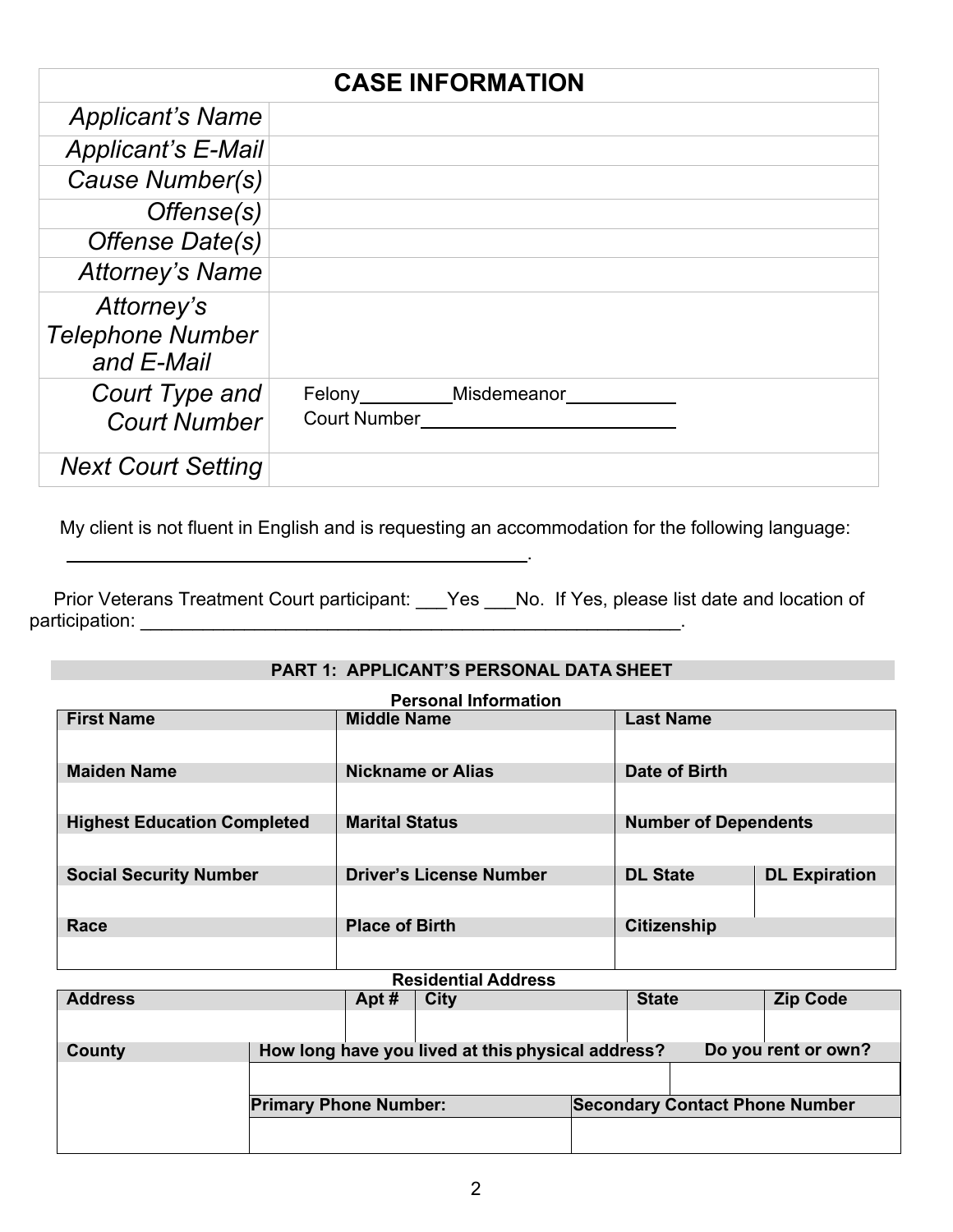| CASE INFORMATION | |
|---|---|
| *Applicant's Name* | |
| *Applicant's E-Mail* | |
| *Cause Number(s)* | |
| *Offense(s)* | |
| *Offense Date(s)* | |
| *Attorney's Name* | |
| *Attorney's Telephone Number and E-Mail* | |
| *Court Type and Court Number* | Felony________Misdemeanor__________ Court Number________________________ |
| *Next Court Setting* | |

My client is not fluent in English and is requesting an accommodation for the following language: ____________________________________________.

Prior Veterans Treatment Court participant: ___Yes ___No. If Yes, please list date and location of participation: ______________________________________________________.

## PART 1: APPLICANT'S PERSONAL DATA SHEET

### Personal Information

| First Name | Middle Name | Last Name | |
|---|---|---|---|
| | | | |
| **Maiden Name** | **Nickname or Alias** | **Date of Birth** | |
| | | | |
| **Highest Education Completed** | **Marital Status** | **Number of Dependents** | |
| | | | |
| **Social Security Number** | **Driver's License Number** | **DL State** | **DL Expiration** |
| | | | |
| **Race** | **Place of Birth** | **Citizenship** | |
| | | | |

### Residential Address

| Address | Apt # | City | State | Zip Code |
|---|---|---|---|---|
| | | | | |

| County | How long have you lived at this physical address? | Do you rent or own? |
|---|---|---|
| | | |
| | **Primary Phone Number:** | **Secondary Contact Phone Number** |
| | | |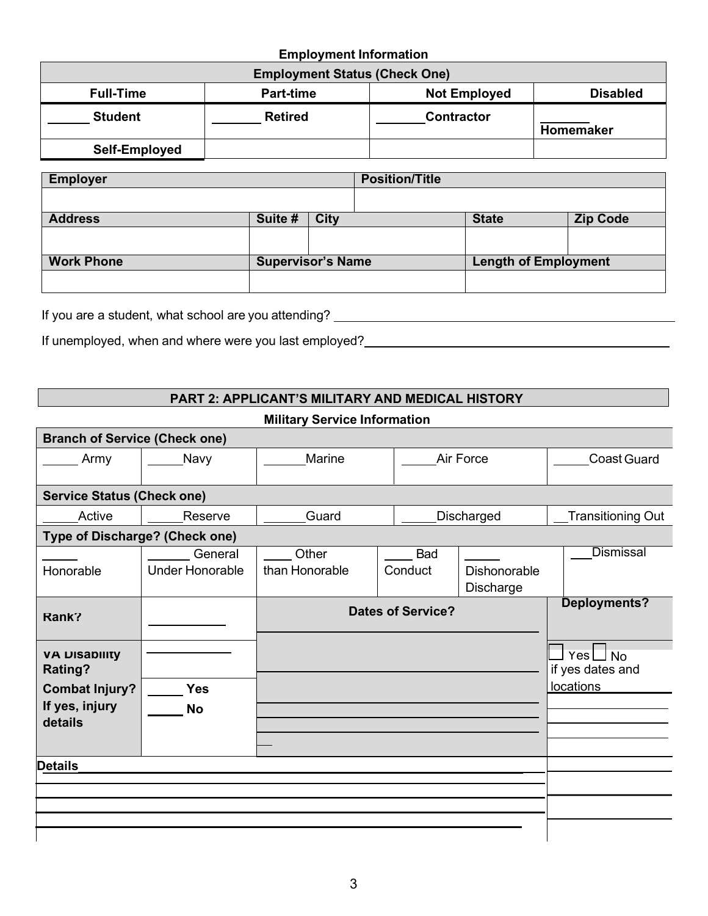### Employment Information

| Employment Status (Check One) | | | |
|---|---|---|---|
| **Full-Time** | **Part-time** | **Not Employed** | **Disabled** |
| _____ **Student** | _______ **Retired** | _______**Contractor** | _______ **Homemaker** |
| **Self-Employed** | | | |

| Employer | | | Position/Title | |
|---|---|---|---|---|
| | | | | |
| **Address** | **Suite #** | **City** | **State** | **Zip Code** |
| | | | | |
| **Work Phone** | **Supervisor's Name** | | **Length of Employment** | |
| | | | | |

If you are a student, what school are you attending? ______________________________

If unemployed, when and where were you last employed?______________________________

## PART 2: APPLICANT'S MILITARY AND MEDICAL HISTORY

### Military Service Information

| Branch of Service (Check one) | | | | |
|---|---|---|---|---|
| _____ Army | _____Navy | ______Marine | _____Air Force | _____Coast Guard |

| Service Status (Check one) | | | | |
|---|---|---|---|---|
| _____Active | _____Reserve | ______Guard | _____Discharged | __Transitioning Out |

| Type of Discharge? (Check one) | | | | | |
|---|---|---|---|---|---|
| _____ Honorable | ______ General Under Honorable | ____ Other than Honorable | ____ Bad Conduct | _____ Dishonorable Discharge | ___Dismissal |

| | | | |
|---|---|---|---|
| **Rank?** | __________ | **Dates of Service?** | **Deployments?** |
| **VA Disability Rating?** | __________ | | ☐ Yes ☐ No if yes dates and locations |
| **Combat Injury? If yes, injury details** | _____ **Yes** _____ **No** | | |

**Details**______________________________________________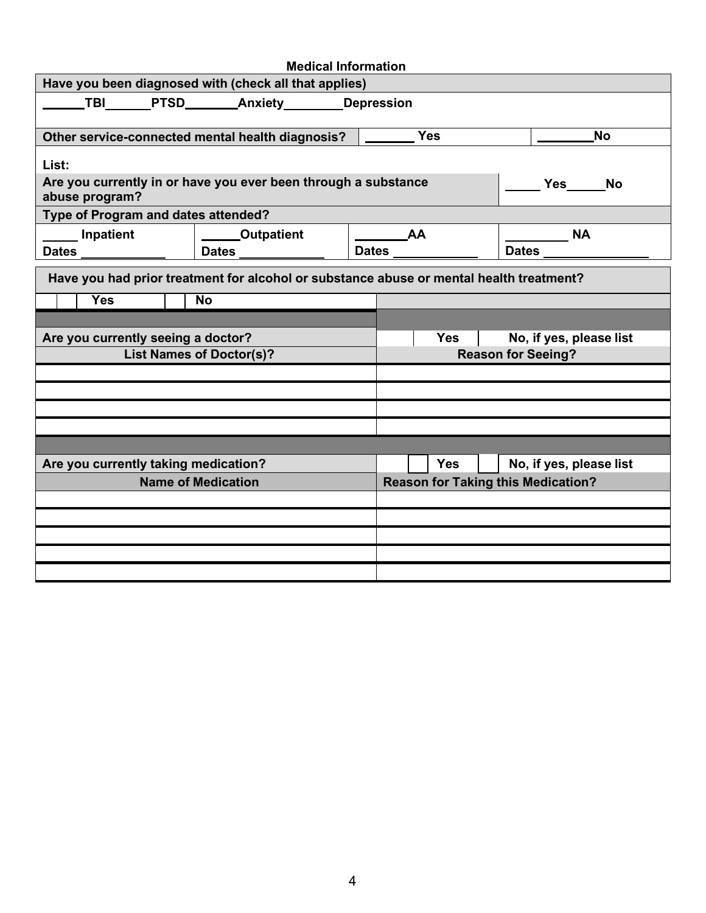## Medical Information

| Have you been diagnosed with (check all that applies) | | |
|---|---|---|
| \_\_\_\_\_\_TBI\_\_\_\_\_\_PTSD\_\_\_\_\_\_\_\_Anxiety\_\_\_\_\_\_\_\_\_Depression | | |
| Other service-connected mental health diagnosis? | \_\_\_\_\_\_\_ Yes | \_\_\_\_\_\_\_\_No |

List:

| Are you currently in or have you ever been through a substance abuse program? | | | \_\_\_\_\_ Yes\_\_\_\_\_\_No |
|---|---|---|---|
| **Type of Program and dates attended?** | | | |
| \_\_\_\_\_ Inpatient<br>Dates \_\_\_\_\_\_\_\_\_\_\_\_ | \_\_\_\_\_Outpatient<br>Dates \_\_\_\_\_\_\_\_\_\_\_\_ | \_\_\_\_\_\_\_AA<br>Dates \_\_\_\_\_\_\_\_\_\_\_\_ | \_\_\_\_\_\_\_\_\_ NA<br>Dates \_\_\_\_\_\_\_\_\_\_\_\_\_\_\_ |

| Have you had prior treatment for alcohol or substance abuse or mental health treatment? | |
|---|---|
| ☐ Yes ☐ No | |

| Are you currently seeing a doctor? | ☐ Yes ☐ No, if yes, please list |
|---|---|
| **List Names of Doctor(s)?** | **Reason for Seeing?** |
| | |
| | |
| | |
| | |

| Are you currently taking medication? | ☐ Yes ☐ No, if yes, please list |
|---|---|
| **Name of Medication** | **Reason for Taking this Medication?** |
| | |
| | |
| | |
| | |
| | |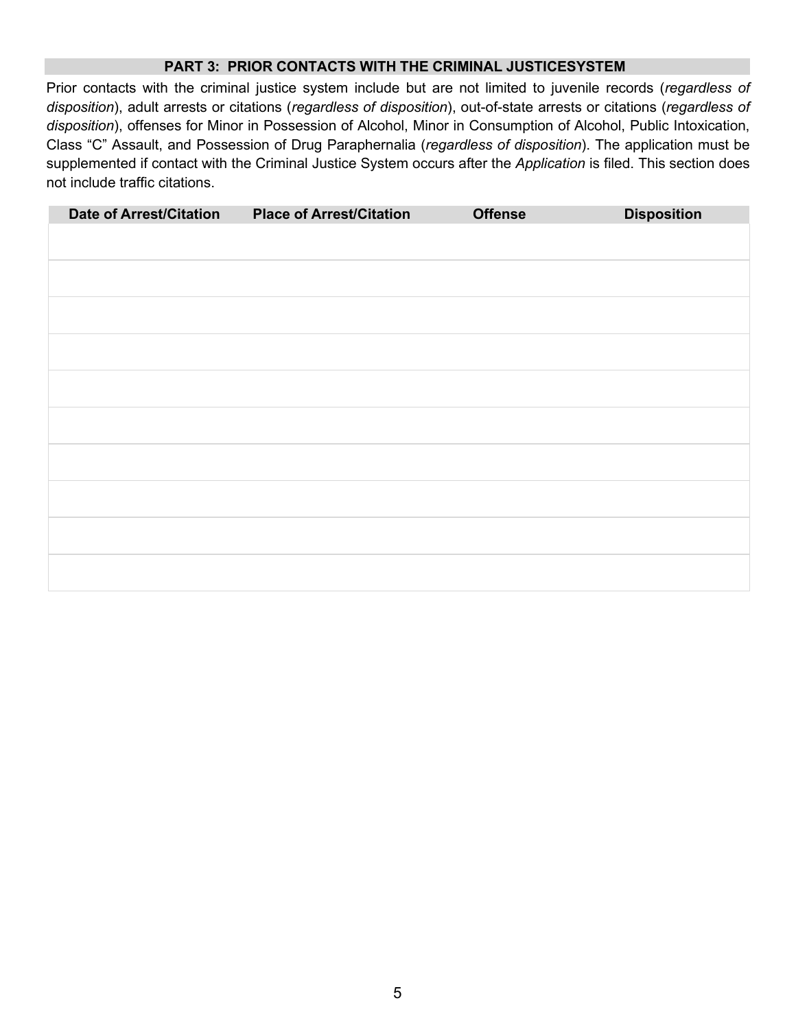## PART 3: PRIOR CONTACTS WITH THE CRIMINAL JUSTICESYSTEM

Prior contacts with the criminal justice system include but are not limited to juvenile records (*regardless of disposition*), adult arrests or citations (*regardless of disposition*), out-of-state arrests or citations (*regardless of disposition*), offenses for Minor in Possession of Alcohol, Minor in Consumption of Alcohol, Public Intoxication, Class "C" Assault, and Possession of Drug Paraphernalia (*regardless of disposition*). The application must be supplemented if contact with the Criminal Justice System occurs after the *Application* is filed. This section does not include traffic citations.

| Date of Arrest/Citation | Place of Arrest/Citation | Offense | Disposition |
|---|---|---|---|
| | | | |
| | | | |
| | | | |
| | | | |
| | | | |
| | | | |
| | | | |
| | | | |
| | | | |
| | | | |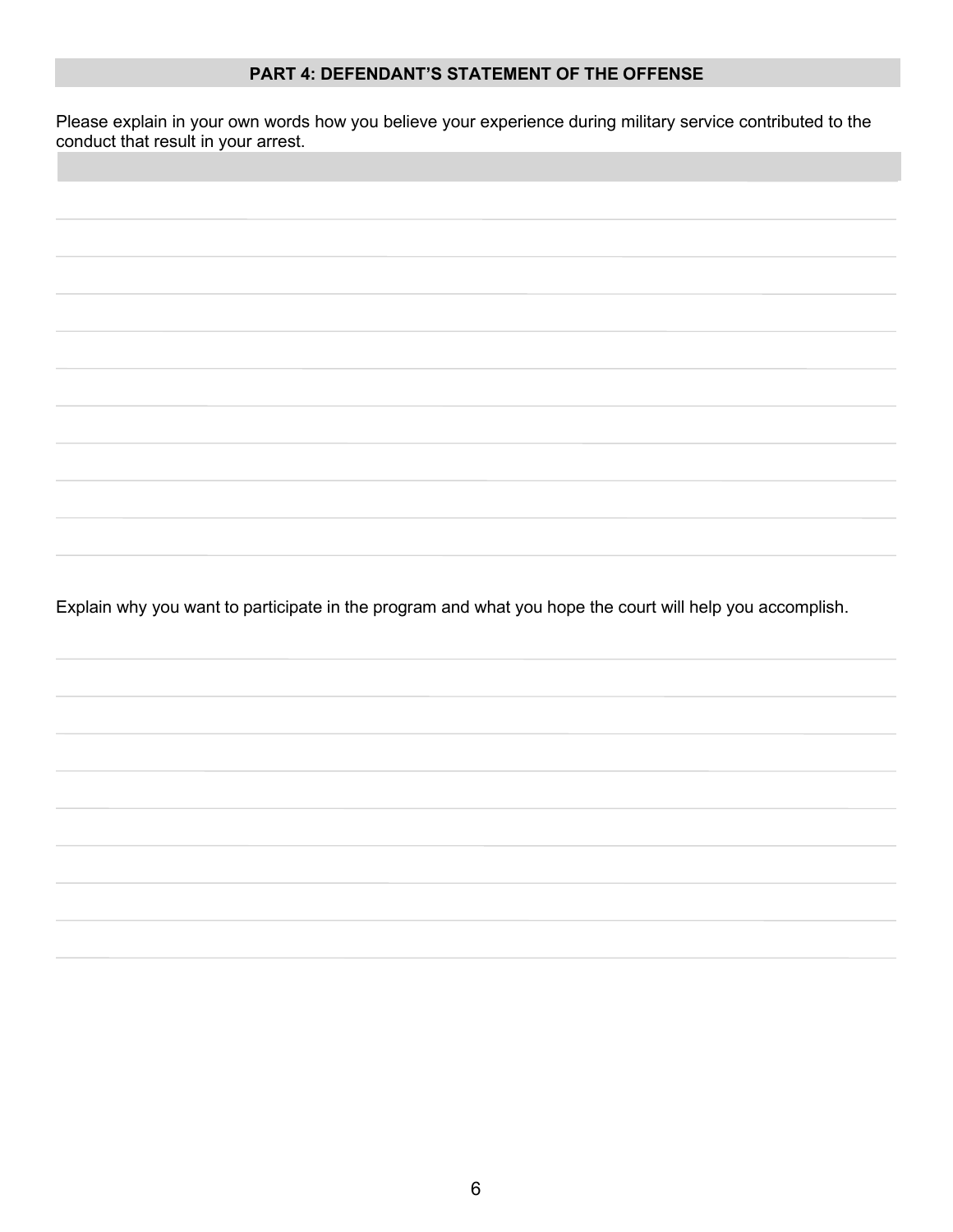## PART 4: DEFENDANT'S STATEMENT OF THE OFFENSE

Please explain in your own words how you believe your experience during military service contributed to the conduct that result in your arrest.

\_\_\_\_\_\_\_\_\_\_\_\_\_\_\_\_\_\_\_\_\_\_\_\_\_\_\_\_\_\_\_\_\_\_\_\_\_\_\_\_\_\_\_\_\_\_\_\_\_\_\_\_\_\_\_\_\_\_\_\_\_\_\_\_\_\_\_\_\_\_\_\_\_\_\_\_\_\_

\_\_\_\_\_\_\_\_\_\_\_\_\_\_\_\_\_\_\_\_\_\_\_\_\_\_\_\_\_\_\_\_\_\_\_\_\_\_\_\_\_\_\_\_\_\_\_\_\_\_\_\_\_\_\_\_\_\_\_\_\_\_\_\_\_\_\_\_\_\_\_\_\_\_\_\_\_\_

\_\_\_\_\_\_\_\_\_\_\_\_\_\_\_\_\_\_\_\_\_\_\_\_\_\_\_\_\_\_\_\_\_\_\_\_\_\_\_\_\_\_\_\_\_\_\_\_\_\_\_\_\_\_\_\_\_\_\_\_\_\_\_\_\_\_\_\_\_\_\_\_\_\_\_\_\_\_

\_\_\_\_\_\_\_\_\_\_\_\_\_\_\_\_\_\_\_\_\_\_\_\_\_\_\_\_\_\_\_\_\_\_\_\_\_\_\_\_\_\_\_\_\_\_\_\_\_\_\_\_\_\_\_\_\_\_\_\_\_\_\_\_\_\_\_\_\_\_\_\_\_\_\_\_\_\_

\_\_\_\_\_\_\_\_\_\_\_\_\_\_\_\_\_\_\_\_\_\_\_\_\_\_\_\_\_\_\_\_\_\_\_\_\_\_\_\_\_\_\_\_\_\_\_\_\_\_\_\_\_\_\_\_\_\_\_\_\_\_\_\_\_\_\_\_\_\_\_\_\_\_\_\_\_\_

\_\_\_\_\_\_\_\_\_\_\_\_\_\_\_\_\_\_\_\_\_\_\_\_\_\_\_\_\_\_\_\_\_\_\_\_\_\_\_\_\_\_\_\_\_\_\_\_\_\_\_\_\_\_\_\_\_\_\_\_\_\_\_\_\_\_\_\_\_\_\_\_\_\_\_\_\_\_

\_\_\_\_\_\_\_\_\_\_\_\_\_\_\_\_\_\_\_\_\_\_\_\_\_\_\_\_\_\_\_\_\_\_\_\_\_\_\_\_\_\_\_\_\_\_\_\_\_\_\_\_\_\_\_\_\_\_\_\_\_\_\_\_\_\_\_\_\_\_\_\_\_\_\_\_\_\_

\_\_\_\_\_\_\_\_\_\_\_\_\_\_\_\_\_\_\_\_\_\_\_\_\_\_\_\_\_\_\_\_\_\_\_\_\_\_\_\_\_\_\_\_\_\_\_\_\_\_\_\_\_\_\_\_\_\_\_\_\_\_\_\_\_\_\_\_\_\_\_\_\_\_\_\_\_\_

\_\_\_\_\_\_\_\_\_\_\_\_\_\_\_\_\_\_\_\_\_\_\_\_\_\_\_\_\_\_\_\_\_\_\_\_\_\_\_\_\_\_\_\_\_\_\_\_\_\_\_\_\_\_\_\_\_\_\_\_\_\_\_\_\_\_\_\_\_\_\_\_\_\_\_\_\_\_

\_\_\_\_\_\_\_\_\_\_\_\_\_\_\_\_\_\_\_\_\_\_\_\_\_\_\_\_\_\_\_\_\_\_\_\_\_\_\_\_\_\_\_\_\_\_\_\_\_\_\_\_\_\_\_\_\_\_\_\_\_\_\_\_\_\_\_\_\_\_\_\_\_\_\_\_\_\_

Explain why you want to participate in the program and what you hope the court will help you accomplish.

\_\_\_\_\_\_\_\_\_\_\_\_\_\_\_\_\_\_\_\_\_\_\_\_\_\_\_\_\_\_\_\_\_\_\_\_\_\_\_\_\_\_\_\_\_\_\_\_\_\_\_\_\_\_\_\_\_\_\_\_\_\_\_\_\_\_\_\_\_\_\_\_\_\_\_\_\_\_

\_\_\_\_\_\_\_\_\_\_\_\_\_\_\_\_\_\_\_\_\_\_\_\_\_\_\_\_\_\_\_\_\_\_\_\_\_\_\_\_\_\_\_\_\_\_\_\_\_\_\_\_\_\_\_\_\_\_\_\_\_\_\_\_\_\_\_\_\_\_\_\_\_\_\_\_\_\_

\_\_\_\_\_\_\_\_\_\_\_\_\_\_\_\_\_\_\_\_\_\_\_\_\_\_\_\_\_\_\_\_\_\_\_\_\_\_\_\_\_\_\_\_\_\_\_\_\_\_\_\_\_\_\_\_\_\_\_\_\_\_\_\_\_\_\_\_\_\_\_\_\_\_\_\_\_\_

\_\_\_\_\_\_\_\_\_\_\_\_\_\_\_\_\_\_\_\_\_\_\_\_\_\_\_\_\_\_\_\_\_\_\_\_\_\_\_\_\_\_\_\_\_\_\_\_\_\_\_\_\_\_\_\_\_\_\_\_\_\_\_\_\_\_\_\_\_\_\_\_\_\_\_\_\_\_

\_\_\_\_\_\_\_\_\_\_\_\_\_\_\_\_\_\_\_\_\_\_\_\_\_\_\_\_\_\_\_\_\_\_\_\_\_\_\_\_\_\_\_\_\_\_\_\_\_\_\_\_\_\_\_\_\_\_\_\_\_\_\_\_\_\_\_\_\_\_\_\_\_\_\_\_\_\_

\_\_\_\_\_\_\_\_\_\_\_\_\_\_\_\_\_\_\_\_\_\_\_\_\_\_\_\_\_\_\_\_\_\_\_\_\_\_\_\_\_\_\_\_\_\_\_\_\_\_\_\_\_\_\_\_\_\_\_\_\_\_\_\_\_\_\_\_\_\_\_\_\_\_\_\_\_\_

\_\_\_\_\_\_\_\_\_\_\_\_\_\_\_\_\_\_\_\_\_\_\_\_\_\_\_\_\_\_\_\_\_\_\_\_\_\_\_\_\_\_\_\_\_\_\_\_\_\_\_\_\_\_\_\_\_\_\_\_\_\_\_\_\_\_\_\_\_\_\_\_\_\_\_\_\_\_

\_\_\_\_\_\_\_\_\_\_\_\_\_\_\_\_\_\_\_\_\_\_\_\_\_\_\_\_\_\_\_\_\_\_\_\_\_\_\_\_\_\_\_\_\_\_\_\_\_\_\_\_\_\_\_\_\_\_\_\_\_\_\_\_\_\_\_\_\_\_\_\_\_\_\_\_\_\_

\_\_\_\_\_\_\_\_\_\_\_\_\_\_\_\_\_\_\_\_\_\_\_\_\_\_\_\_\_\_\_\_\_\_\_\_\_\_\_\_\_\_\_\_\_\_\_\_\_\_\_\_\_\_\_\_\_\_\_\_\_\_\_\_\_\_\_\_\_\_\_\_\_\_\_\_\_\_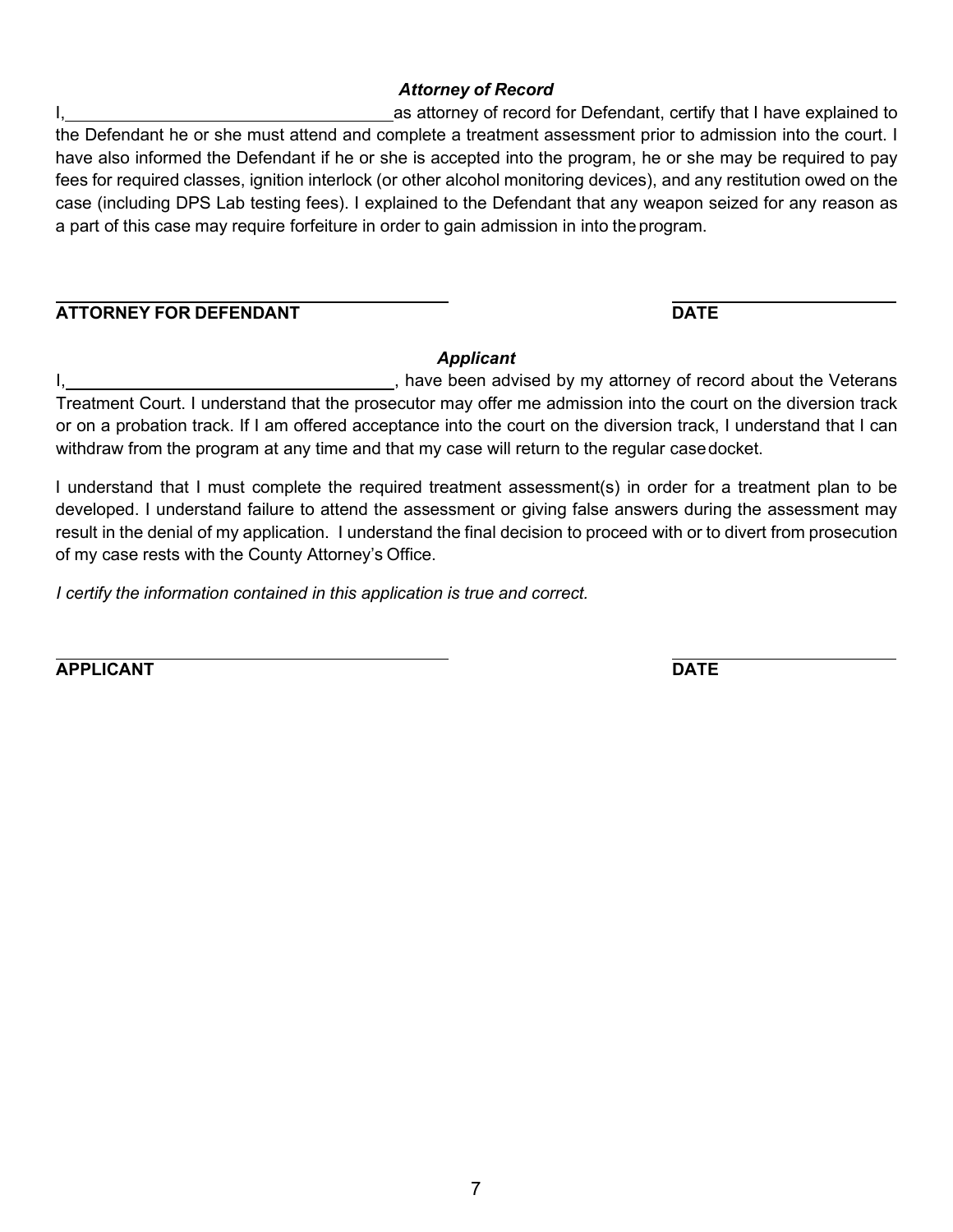### *Attorney of Record*

I,\_\_\_\_\_\_\_\_\_\_\_\_\_\_\_\_\_\_\_\_\_\_\_\_\_\_\_\_\_\_\_\_\_\_\_as attorney of record for Defendant, certify that I have explained to the Defendant he or she must attend and complete a treatment assessment prior to admission into the court. I have also informed the Defendant if he or she is accepted into the program, he or she may be required to pay fees for required classes, ignition interlock (or other alcohol monitoring devices), and any restitution owed on the case (including DPS Lab testing fees). I explained to the Defendant that any weapon seized for any reason as a part of this case may require forfeiture in order to gain admission in into the program.

\_\_\_\_\_\_\_\_\_\_\_\_\_\_\_\_\_\_\_\_\_\_\_\_\_\_\_\_\_\_\_\_\_\_\_\_\_\_\_\_ \_\_\_\_\_\_\_\_\_\_\_\_\_\_\_\_\_\_\_\_\_\_

**ATTORNEY FOR DEFENDANT** **DATE**

### *Applicant*

I,\_\_\_\_\_\_\_\_\_\_\_\_\_\_\_\_\_\_\_\_\_\_\_\_\_\_\_\_\_\_\_\_\_\_\_\_, have been advised by my attorney of record about the Veterans Treatment Court. I understand that the prosecutor may offer me admission into the court on the diversion track or on a probation track. If I am offered acceptance into the court on the diversion track, I understand that I can withdraw from the program at any time and that my case will return to the regular case docket.

I understand that I must complete the required treatment assessment(s) in order for a treatment plan to be developed. I understand failure to attend the assessment or giving false answers during the assessment may result in the denial of my application. I understand the final decision to proceed with or to divert from prosecution of my case rests with the County Attorney's Office.

*I certify the information contained in this application is true and correct.*

\_\_\_\_\_\_\_\_\_\_\_\_\_\_\_\_\_\_\_\_\_\_\_\_\_\_\_\_\_\_\_\_\_\_\_\_\_\_\_\_ \_\_\_\_\_\_\_\_\_\_\_\_\_\_\_\_\_\_\_\_\_\_

**APPLICANT** **DATE**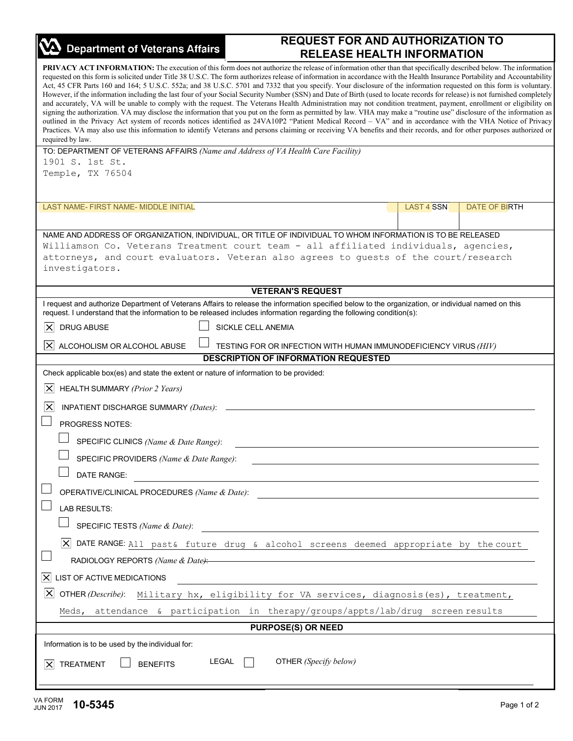# Department of Veterans Affairs

## REQUEST FOR AND AUTHORIZATION TO RELEASE HEALTH INFORMATION

**PRIVACY ACT INFORMATION:** The execution of this form does not authorize the release of information other than that specifically described below. The information requested on this form is solicited under Title 38 U.S.C. The form authorizes release of information in accordance with the Health Insurance Portability and Accountability Act, 45 CFR Parts 160 and 164; 5 U.S.C. 552a; and 38 U.S.C. 5701 and 7332 that you specify. Your disclosure of the information requested on this form is voluntary. However, if the information including the last four of your Social Security Number (SSN) and Date of Birth (used to locate records for release) is not furnished completely and accurately, VA will be unable to comply with the request. The Veterans Health Administration may not condition treatment, payment, enrollment or eligibility on signing the authorization. VA may disclose the information that you put on the form as permitted by law. VHA may make a "routine use" disclosure of the information as outlined in the Privacy Act system of records notices identified as 24VA10P2 "Patient Medical Record – VA" and in accordance with the VHA Notice of Privacy Practices. VA may also use this information to identify Veterans and persons claiming or receiving VA benefits and their records, and for other purposes authorized or required by law.

TO: DEPARTMENT OF VETERANS AFFAIRS *(Name and Address of VA Health Care Facility)*

1901 S. 1st St.
Temple, TX 76504

| LAST NAME- FIRST NAME- MIDDLE INITIAL | LAST 4 SSN | DATE OF BIRTH |
|---|---|---|
| | | |

NAME AND ADDRESS OF ORGANIZATION, INDIVIDUAL, OR TITLE OF INDIVIDUAL TO WHOM INFORMATION IS TO BE RELEASED

Williamson Co. Veterans Treatment court team - all affiliated individuals, agencies, attorneys, and court evaluators. Veteran also agrees to guests of the court/research investigators.

### VETERAN'S REQUEST

I request and authorize Department of Veterans Affairs to release the information specified below to the organization, or individual named on this request. I understand that the information to be released includes information regarding the following condition(s):

- [x] DRUG ABUSE
- [ ] SICKLE CELL ANEMIA
- [x] ALCOHOLISM OR ALCOHOL ABUSE
- [ ] TESTING FOR OR INFECTION WITH HUMAN IMMUNODEFICIENCY VIRUS *(HIV)*

### DESCRIPTION OF INFORMATION REQUESTED

Check applicable box(es) and state the extent or nature of information to be provided:

- [x] HEALTH SUMMARY *(Prior 2 Years)*
- [x] INPATIENT DISCHARGE SUMMARY *(Dates)*:
- [ ] PROGRESS NOTES:
  - [ ] SPECIFIC CLINICS *(Name & Date Range)*:
  - [ ] SPECIFIC PROVIDERS *(Name & Date Range)*:
  - [ ] DATE RANGE:
- [ ] OPERATIVE/CLINICAL PROCEDURES *(Name & Date)*:
- [ ] LAB RESULTS:
  - [ ] SPECIFIC TESTS *(Name & Date)*:
  - [x] DATE RANGE: All past& future drug & alcohol screens deemed appropriate by the court
- [ ] RADIOLOGY REPORTS *(Name & Date)*:
- [x] LIST OF ACTIVE MEDICATIONS
- [x] OTHER *(Describe)*: Military hx, eligibility for VA services, diagnosis(es), treatment, Meds, attendance & participation in therapy/groups/appts/lab/drug screen results

### PURPOSE(S) OR NEED

Information is to be used by the individual for:

- [x] TREATMENT
- [ ] BENEFITS
- [ ] LEGAL
- [ ] OTHER *(Specify below)*

VA FORM JUN 2017 **10-5345**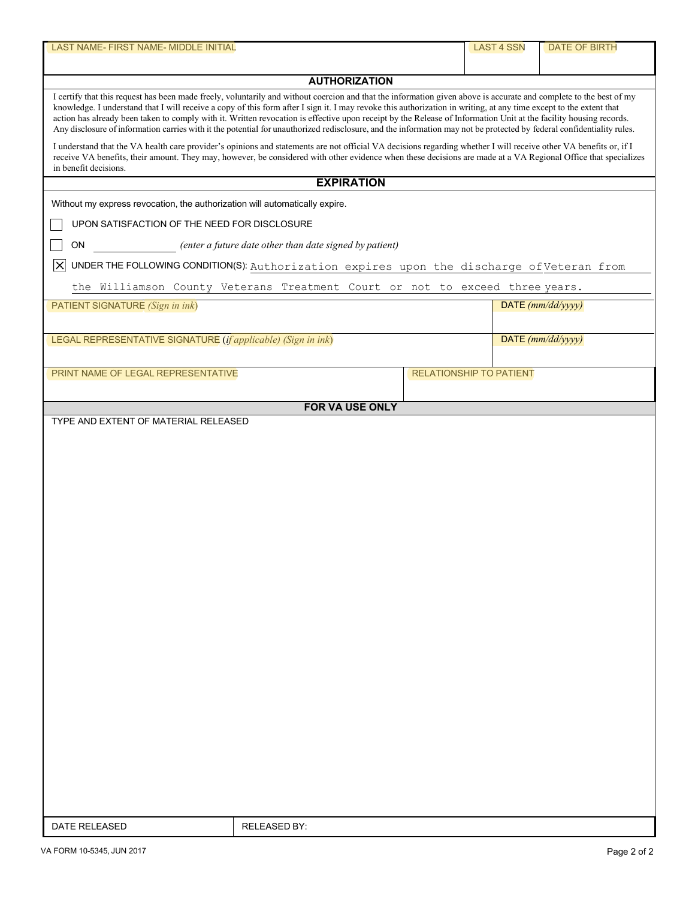| LAST NAME- FIRST NAME- MIDDLE INITIAL | LAST 4 SSN | DATE OF BIRTH |
|---|---|---|
| | | |

## AUTHORIZATION

I certify that this request has been made freely, voluntarily and without coercion and that the information given above is accurate and complete to the best of my knowledge. I understand that I will receive a copy of this form after I sign it. I may revoke this authorization in writing, at any time except to the extent that action has already been taken to comply with it. Written revocation is effective upon receipt by the Release of Information Unit at the facility housing records. Any disclosure of information carries with it the potential for unauthorized redisclosure, and the information may not be protected by federal confidentiality rules.

I understand that the VA health care provider's opinions and statements are not official VA decisions regarding whether I will receive other VA benefits or, if I receive VA benefits, their amount. They may, however, be considered with other evidence when these decisions are made at a VA Regional Office that specializes in benefit decisions.

## EXPIRATION

Without my express revocation, the authorization will automatically expire.

☐ UPON SATISFACTION OF THE NEED FOR DISCLOSURE

☐ ON ______________ *(enter a future date other than date signed by patient)*

☒ UNDER THE FOLLOWING CONDITION(S): Authorization expires upon the discharge of Veteran from the Williamson County Veterans Treatment Court or not to exceed three years.

| PATIENT SIGNATURE *(Sign in ink)* | DATE *(mm/dd/yyyy)* |
|---|---|
| | |
| LEGAL REPRESENTATIVE SIGNATURE (*if applicable) (Sign in ink*) | DATE *(mm/dd/yyyy)* |
| | |

| PRINT NAME OF LEGAL REPRESENTATIVE | RELATIONSHIP TO PATIENT |
|---|---|
| | |

## FOR VA USE ONLY

TYPE AND EXTENT OF MATERIAL RELEASED

| DATE RELEASED | RELEASED BY: |
|---|---|
| | |

VA FORM 10-5345, JUN 2017